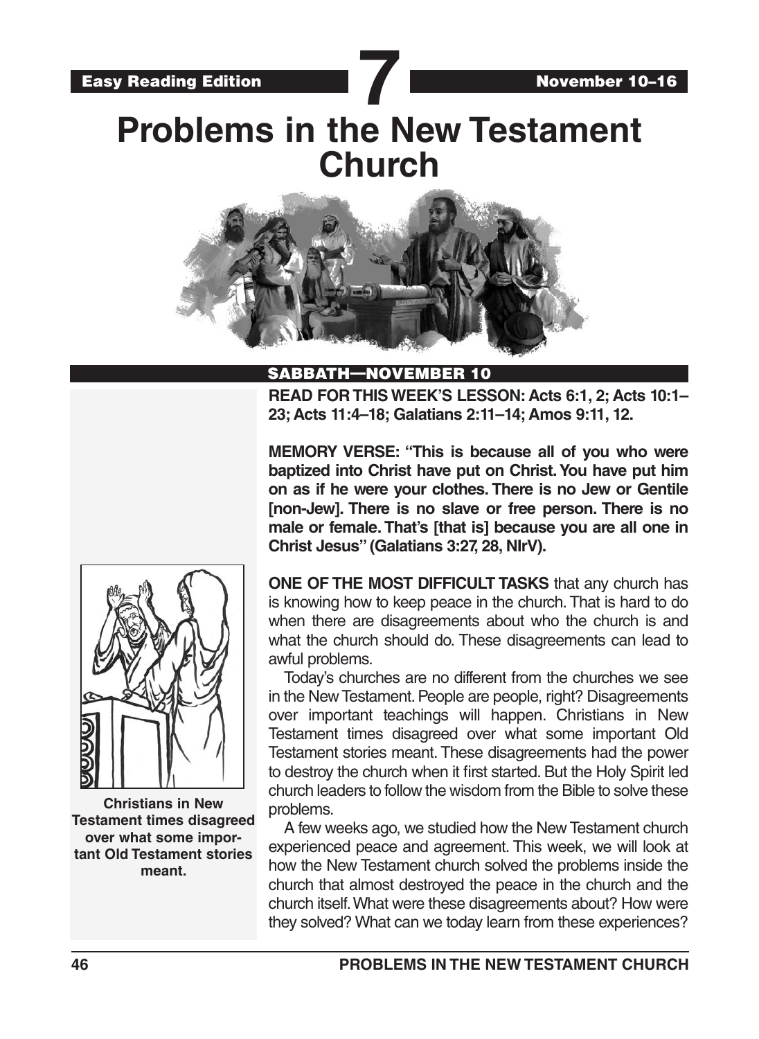Easy Reading Edition **7** November 10–16

# Problems in the New Testament Church

## SABBATH—NOVEMBER 10

**READ FOR THIS WEEK'S LESSON: Acts 6:1, 2; Acts 10:1–23; Acts 11:4–18; Galatians 2:11–14; Amos 9:11, 12.**

**MEMORY VERSE: "This is because all of you who were baptized into Christ have put on Christ. You have put him on as if he were your clothes. There is no Jew or Gentile [non-Jew]. There is no slave or free person. There is no male or female. That's [that is] because you are all one in Christ Jesus" (Galatians 3:27, 28, NIrV).**

**ONE OF THE MOST DIFFICULT TASKS** that any church has is knowing how to keep peace in the church. That is hard to do when there are disagreements about who the church is and what the church should do. These disagreements can lead to awful problems.

Today's churches are no different from the churches we see in the New Testament. People are people, right? Disagreements over important teachings will happen. Christians in New Testament times disagreed over what some important Old Testament stories meant. These disagreements had the power to destroy the church when it first started. But the Holy Spirit led church leaders to follow the wisdom from the Bible to solve these problems.

A few weeks ago, we studied how the New Testament church experienced peace and agreement. This week, we will look at how the New Testament church solved the problems inside the church that almost destroyed the peace in the church and the church itself. What were these disagreements about? How were they solved? What can we today learn from these experiences?

**Christians in New Testament times disagreed over what some important Old Testament stories meant.**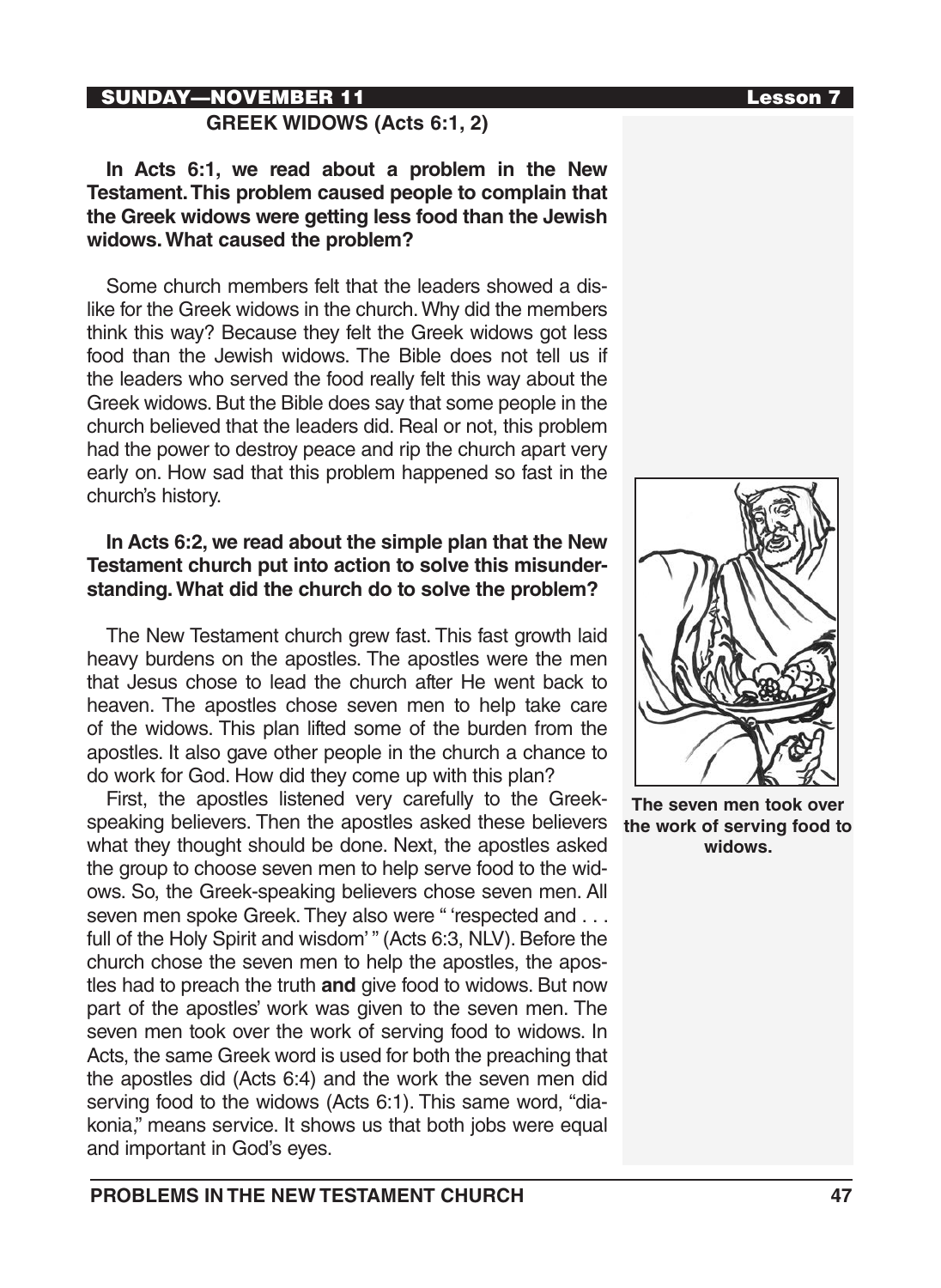SUNDAY—NOVEMBER 11 Lesson 7

## GREEK WIDOWS (Acts 6:1, 2)

**In Acts 6:1, we read about a problem in the New Testament. This problem caused people to complain that the Greek widows were getting less food than the Jewish widows. What caused the problem?**

Some church members felt that the leaders showed a dislike for the Greek widows in the church. Why did the members think this way? Because they felt the Greek widows got less food than the Jewish widows. The Bible does not tell us if the leaders who served the food really felt this way about the Greek widows. But the Bible does say that some people in the church believed that the leaders did. Real or not, this problem had the power to destroy peace and rip the church apart very early on. How sad that this problem happened so fast in the church's history.

**In Acts 6:2, we read about the simple plan that the New Testament church put into action to solve this misunderstanding. What did the church do to solve the problem?**

The New Testament church grew fast. This fast growth laid heavy burdens on the apostles. The apostles were the men that Jesus chose to lead the church after He went back to heaven. The apostles chose seven men to help take care of the widows. This plan lifted some of the burden from the apostles. It also gave other people in the church a chance to do work for God. How did they come up with this plan?

First, the apostles listened very carefully to the Greek-speaking believers. Then the apostles asked these believers what they thought should be done. Next, the apostles asked the group to choose seven men to help serve food to the widows. So, the Greek-speaking believers chose seven men. All seven men spoke Greek. They also were " 'respected and . . . full of the Holy Spirit and wisdom' " (Acts 6:3, NLV). Before the church chose the seven men to help the apostles, the apostles had to preach the truth **and** give food to widows. But now part of the apostles' work was given to the seven men. The seven men took over the work of serving food to widows. In Acts, the same Greek word is used for both the preaching that the apostles did (Acts 6:4) and the work the seven men did serving food to the widows (Acts 6:1). This same word, "diakonia," means service. It shows us that both jobs were equal and important in God's eyes.

**The seven men took over the work of serving food to widows.**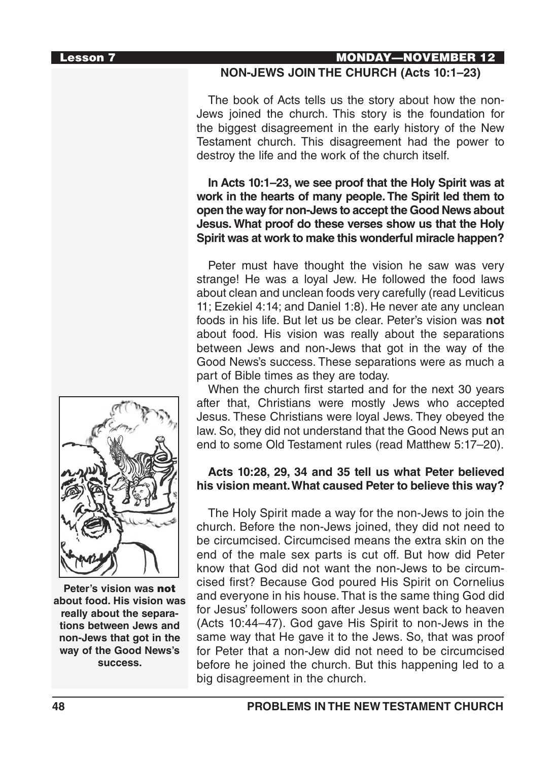## NON-JEWS JOIN THE CHURCH (Acts 10:1–23)

The book of Acts tells us the story about how the non-Jews joined the church. This story is the foundation for the biggest disagreement in the early history of the New Testament church. This disagreement had the power to destroy the life and the work of the church itself.

**In Acts 10:1–23, we see proof that the Holy Spirit was at work in the hearts of many people. The Spirit led them to open the way for non-Jews to accept the Good News about Jesus. What proof do these verses show us that the Holy Spirit was at work to make this wonderful miracle happen?**

Peter must have thought the vision he saw was very strange! He was a loyal Jew. He followed the food laws about clean and unclean foods very carefully (read Leviticus 11; Ezekiel 4:14; and Daniel 1:8). He never ate any unclean foods in his life. But let us be clear. Peter's vision was **not** about food. His vision was really about the separations between Jews and non-Jews that got in the way of the Good News's success. These separations were as much a part of Bible times as they are today.

When the church first started and for the next 30 years after that, Christians were mostly Jews who accepted Jesus. These Christians were loyal Jews. They obeyed the law. So, they did not understand that the Good News put an end to some Old Testament rules (read Matthew 5:17–20).

**Acts 10:28, 29, 34 and 35 tell us what Peter believed his vision meant. What caused Peter to believe this way?**

The Holy Spirit made a way for the non-Jews to join the church. Before the non-Jews joined, they did not need to be circumcised. Circumcised means the extra skin on the end of the male sex parts is cut off. But how did Peter know that God did not want the non-Jews to be circumcised first? Because God poured His Spirit on Cornelius and everyone in his house. That is the same thing God did for Jesus' followers soon after Jesus went back to heaven (Acts 10:44–47). God gave His Spirit to non-Jews in the same way that He gave it to the Jews. So, that was proof for Peter that a non-Jew did not need to be circumcised before he joined the church. But this happening led to a big disagreement in the church.

**Peter's vision was not about food. His vision was really about the separations between Jews and non-Jews that got in the way of the Good News's success.**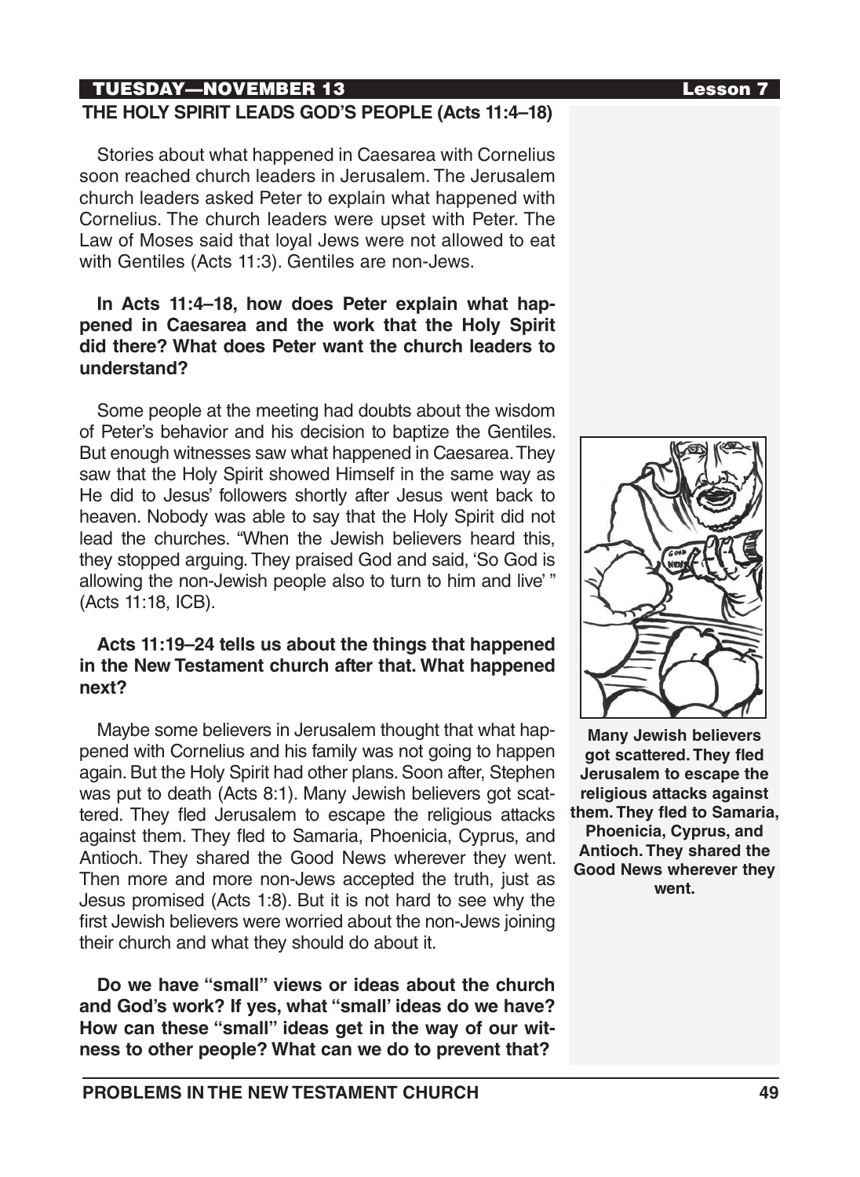## TUESDAY—NOVEMBER 13

### THE HOLY SPIRIT LEADS GOD'S PEOPLE (Acts 11:4–18)

Stories about what happened in Caesarea with Cornelius soon reached church leaders in Jerusalem. The Jerusalem church leaders asked Peter to explain what happened with Cornelius. The church leaders were upset with Peter. The Law of Moses said that loyal Jews were not allowed to eat with Gentiles (Acts 11:3). Gentiles are non-Jews.

**In Acts 11:4–18, how does Peter explain what happened in Caesarea and the work that the Holy Spirit did there? What does Peter want the church leaders to understand?**

Some people at the meeting had doubts about the wisdom of Peter's behavior and his decision to baptize the Gentiles. But enough witnesses saw what happened in Caesarea. They saw that the Holy Spirit showed Himself in the same way as He did to Jesus' followers shortly after Jesus went back to heaven. Nobody was able to say that the Holy Spirit did not lead the churches. "When the Jewish believers heard this, they stopped arguing. They praised God and said, 'So God is allowing the non-Jewish people also to turn to him and live' " (Acts 11:18, ICB).

**Acts 11:19–24 tells us about the things that happened in the New Testament church after that. What happened next?**

Maybe some believers in Jerusalem thought that what happened with Cornelius and his family was not going to happen again. But the Holy Spirit had other plans. Soon after, Stephen was put to death (Acts 8:1). Many Jewish believers got scattered. They fled Jerusalem to escape the religious attacks against them. They fled to Samaria, Phoenicia, Cyprus, and Antioch. They shared the Good News wherever they went. Then more and more non-Jews accepted the truth, just as Jesus promised (Acts 1:8). But it is not hard to see why the first Jewish believers were worried about the non-Jews joining their church and what they should do about it.

**Many Jewish believers got scattered. They fled Jerusalem to escape the religious attacks against them. They fled to Samaria, Phoenicia, Cyprus, and Antioch. They shared the Good News wherever they went.**

**Do we have "small" views or ideas about the church and God's work? If yes, what "small' ideas do we have? How can these "small" ideas get in the way of our witness to other people? What can we do to prevent that?**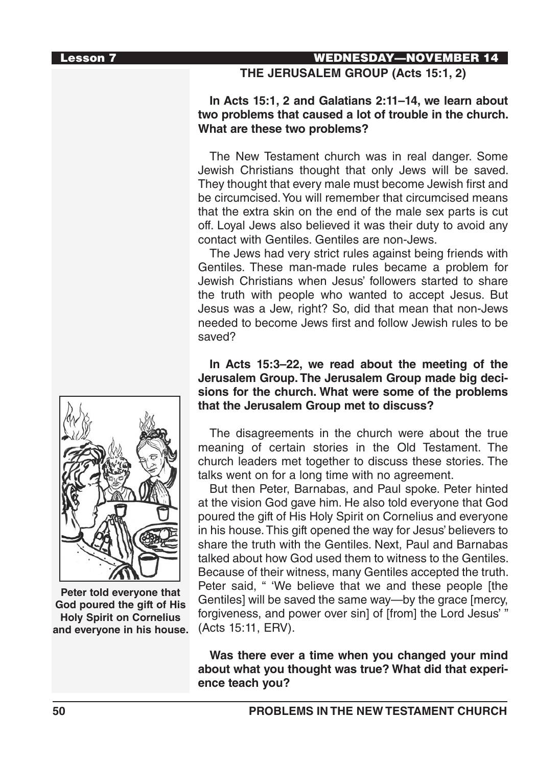## THE JERUSALEM GROUP (Acts 15:1, 2)

**In Acts 15:1, 2 and Galatians 2:11–14, we learn about two problems that caused a lot of trouble in the church. What are these two problems?**

The New Testament church was in real danger. Some Jewish Christians thought that only Jews will be saved. They thought that every male must become Jewish first and be circumcised. You will remember that circumcised means that the extra skin on the end of the male sex parts is cut off. Loyal Jews also believed it was their duty to avoid any contact with Gentiles. Gentiles are non-Jews.

The Jews had very strict rules against being friends with Gentiles. These man-made rules became a problem for Jewish Christians when Jesus' followers started to share the truth with people who wanted to accept Jesus. But Jesus was a Jew, right? So, did that mean that non-Jews needed to become Jews first and follow Jewish rules to be saved?

**In Acts 15:3–22, we read about the meeting of the Jerusalem Group. The Jerusalem Group made big decisions for the church. What were some of the problems that the Jerusalem Group met to discuss?**

The disagreements in the church were about the true meaning of certain stories in the Old Testament. The church leaders met together to discuss these stories. The talks went on for a long time with no agreement.

But then Peter, Barnabas, and Paul spoke. Peter hinted at the vision God gave him. He also told everyone that God poured the gift of His Holy Spirit on Cornelius and everyone in his house. This gift opened the way for Jesus' believers to share the truth with the Gentiles. Next, Paul and Barnabas talked about how God used them to witness to the Gentiles. Because of their witness, many Gentiles accepted the truth. Peter said, " 'We believe that we and these people [the Gentiles] will be saved the same way—by the grace [mercy, forgiveness, and power over sin] of [from] the Lord Jesus' " (Acts 15:11, ERV).

**Peter told everyone that God poured the gift of His Holy Spirit on Cornelius and everyone in his house.**

**Was there ever a time when you changed your mind about what you thought was true? What did that experience teach you?**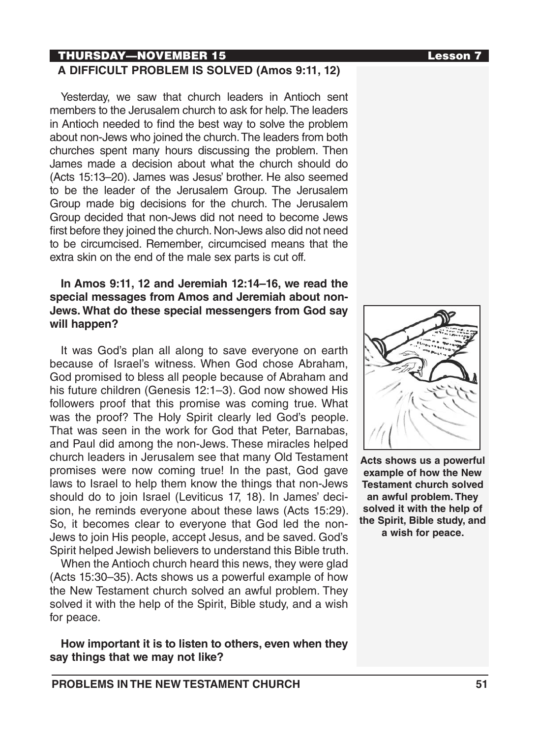## THURSDAY—NOVEMBER 15

### A DIFFICULT PROBLEM IS SOLVED (Amos 9:11, 12)

Yesterday, we saw that church leaders in Antioch sent members to the Jerusalem church to ask for help. The leaders in Antioch needed to find the best way to solve the problem about non-Jews who joined the church. The leaders from both churches spent many hours discussing the problem. Then James made a decision about what the church should do (Acts 15:13–20). James was Jesus' brother. He also seemed to be the leader of the Jerusalem Group. The Jerusalem Group made big decisions for the church. The Jerusalem Group decided that non-Jews did not need to become Jews first before they joined the church. Non-Jews also did not need to be circumcised. Remember, circumcised means that the extra skin on the end of the male sex parts is cut off.

**In Amos 9:11, 12 and Jeremiah 12:14–16, we read the special messages from Amos and Jeremiah about non-Jews. What do these special messengers from God say will happen?**

It was God's plan all along to save everyone on earth because of Israel's witness. When God chose Abraham, God promised to bless all people because of Abraham and his future children (Genesis 12:1–3). God now showed His followers proof that this promise was coming true. What was the proof? The Holy Spirit clearly led God's people. That was seen in the work for God that Peter, Barnabas, and Paul did among the non-Jews. These miracles helped church leaders in Jerusalem see that many Old Testament promises were now coming true! In the past, God gave laws to Israel to help them know the things that non-Jews should do to join Israel (Leviticus 17, 18). In James' decision, he reminds everyone about these laws (Acts 15:29). So, it becomes clear to everyone that God led the non-Jews to join His people, accept Jesus, and be saved. God's Spirit helped Jewish believers to understand this Bible truth.

When the Antioch church heard this news, they were glad (Acts 15:30–35). Acts shows us a powerful example of how the New Testament church solved an awful problem. They solved it with the help of the Spirit, Bible study, and a wish for peace.

**How important it is to listen to others, even when they say things that we may not like?**

**Acts shows us a powerful example of how the New Testament church solved an awful problem. They solved it with the help of the Spirit, Bible study, and a wish for peace.**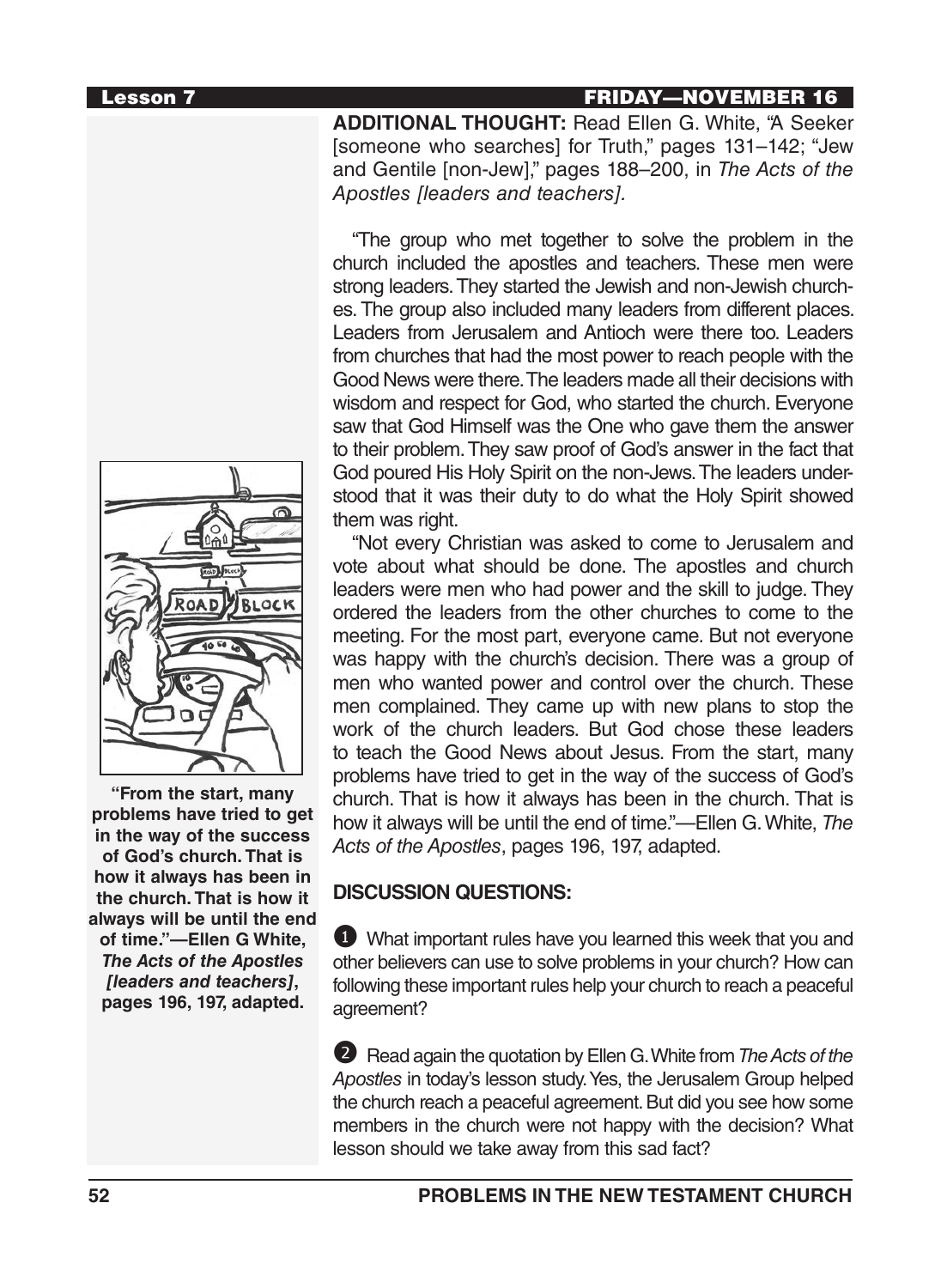**ADDITIONAL THOUGHT:** Read Ellen G. White, "A Seeker [someone who searches] for Truth," pages 131–142; "Jew and Gentile [non-Jew]," pages 188–200, in *The Acts of the Apostles [leaders and teachers].*

"The group who met together to solve the problem in the church included the apostles and teachers. These men were strong leaders. They started the Jewish and non-Jewish churches. The group also included many leaders from different places. Leaders from Jerusalem and Antioch were there too. Leaders from churches that had the most power to reach people with the Good News were there. The leaders made all their decisions with wisdom and respect for God, who started the church. Everyone saw that God Himself was the One who gave them the answer to their problem. They saw proof of God's answer in the fact that God poured His Holy Spirit on the non-Jews. The leaders understood that it was their duty to do what the Holy Spirit showed them was right.

"Not every Christian was asked to come to Jerusalem and vote about what should be done. The apostles and church leaders were men who had power and the skill to judge. They ordered the leaders from the other churches to come to the meeting. For the most part, everyone came. But not everyone was happy with the church's decision. There was a group of men who wanted power and control over the church. These men complained. They came up with new plans to stop the work of the church leaders. But God chose these leaders to teach the Good News about Jesus. From the start, many problems have tried to get in the way of the success of God's church. That is how it always has been in the church. That is how it always will be until the end of time."—Ellen G. White, *The Acts of the Apostles*, pages 196, 197, adapted.

**"From the start, many problems have tried to get in the way of the success of God's church. That is how it always has been in the church. That is how it always will be until the end of time."—Ellen G White, *The Acts of the Apostles [leaders and teachers]*, pages 196, 197, adapted.**

**DISCUSSION QUESTIONS:**

1. What important rules have you learned this week that you and other believers can use to solve problems in your church? How can following these important rules help your church to reach a peaceful agreement?

2. Read again the quotation by Ellen G. White from *The Acts of the Apostles* in today's lesson study. Yes, the Jerusalem Group helped the church reach a peaceful agreement. But did you see how some members in the church were not happy with the decision? What lesson should we take away from this sad fact?